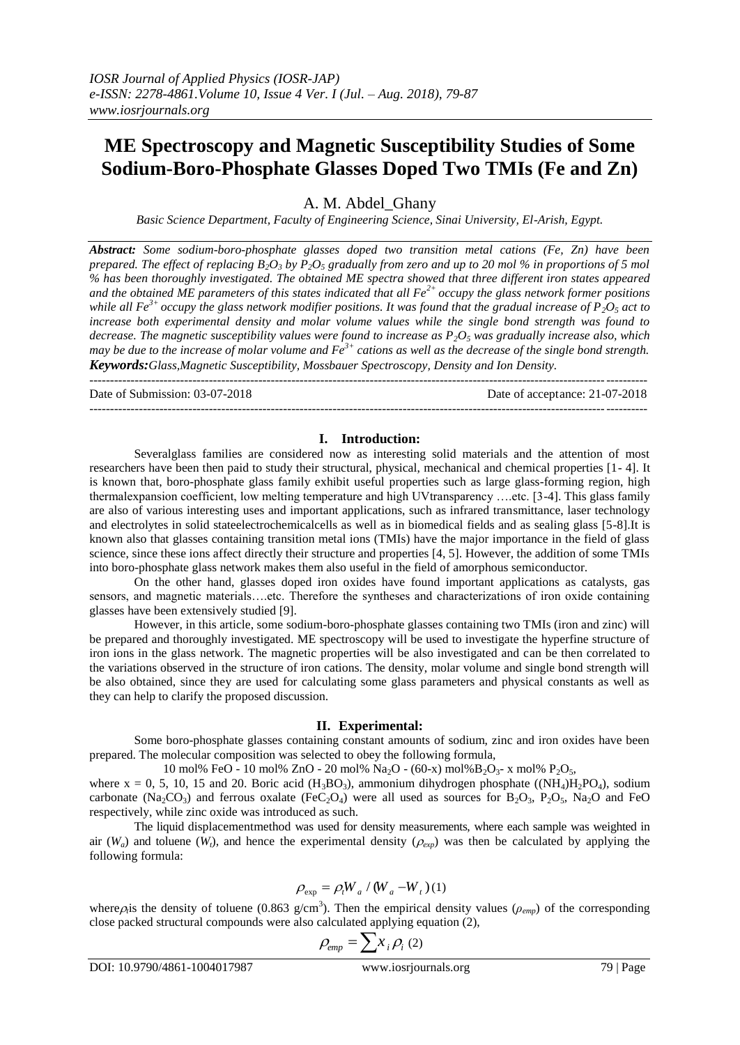# ME Spectroscopy and Magnetic Susceptibility Studies of Some Sodium-Boro-Phosphate Glasses Doped Two TMIs (Fe and Zn)

A. M. Abdel_Ghany

*Basic Science Department, Faculty of Engineering Science, Sinai University, El-Arish, Egypt.*

***Abstract:*** *Some sodium-boro-phosphate glasses doped two transition metal cations (Fe, Zn) have been prepared. The effect of replacing $B_2O_3$ by $P_2O_5$ gradually from zero and up to 20 mol % in proportions of 5 mol % has been thoroughly investigated. The obtained ME spectra showed that three different iron states appeared and the obtained ME parameters of this states indicated that all $Fe^{2+}$ occupy the glass network former positions while all $Fe^{3+}$ occupy the glass network modifier positions. It was found that the gradual increase of $P_2O_5$ act to increase both experimental density and molar volume values while the single bond strength was found to decrease. The magnetic susceptibility values were found to increase as $P_2O_5$ was gradually increase also, which may be due to the increase of molar volume and $Fe^{3+}$ cations as well as the decrease of the single bond strength.*

***Keywords:*** *Glass, Magnetic Susceptibility, Mossbauer Spectroscopy, Density and Ion Density.*

Date of Submission: 03-07-2018 | Date of acceptance: 21-07-2018

## I. Introduction:

Severalglass families are considered now as interesting solid materials and the attention of most researchers have been then paid to study their structural, physical, mechanical and chemical properties [1- 4]. It is known that, boro-phosphate glass family exhibit useful properties such as large glass-forming region, high thermalexpansion coefficient, low melting temperature and high UVtransparency ….etc. [3-4]. This glass family are also of various interesting uses and important applications, such as infrared transmittance, laser technology and electrolytes in solid stateelectrochemicalcells as well as in biomedical fields and as sealing glass [5-8].It is known also that glasses containing transition metal ions (TMIs) have the major importance in the field of glass science, since these ions affect directly their structure and properties [4, 5]. However, the addition of some TMIs into boro-phosphate glass network makes them also useful in the field of amorphous semiconductor.

On the other hand, glasses doped iron oxides have found important applications as catalysts, gas sensors, and magnetic materials….etc. Therefore the syntheses and characterizations of iron oxide containing glasses have been extensively studied [9].

However, in this article, some sodium-boro-phosphate glasses containing two TMIs (iron and zinc) will be prepared and thoroughly investigated. ME spectroscopy will be used to investigate the hyperfine structure of iron ions in the glass network. The magnetic properties will be also investigated and can be then correlated to the variations observed in the structure of iron cations. The density, molar volume and single bond strength will be also obtained, since they are used for calculating some glass parameters and physical constants as well as they can help to clarify the proposed discussion.

## II. Experimental:

Some boro-phosphate glasses containing constant amounts of sodium, zinc and iron oxides have been prepared. The molecular composition was selected to obey the following formula,

10 mol% FeO - 10 mol% ZnO - 20 mol% $Na_2O$ - (60-x) mol%$B_2O_3$- x mol% $P_2O_5$,

where x = 0, 5, 10, 15 and 20. Boric acid ($H_3BO_3$), ammonium dihydrogen phosphate ($(NH_4)H_2PO_4$), sodium carbonate ($Na_2CO_3$) and ferrous oxalate ($FeC_2O_4$) were all used as sources for $B_2O_3$, $P_2O_5$, $Na_2O$ and FeO respectively, while zinc oxide was introduced as such.

The liquid displacementmethod was used for density measurements, where each sample was weighted in air ($W_a$) and toluene ($W_t$), and hence the experimental density ($\rho_{exp}$) was then be calculated by applying the following formula:

$$\rho_{\exp} = \rho_t W_a / (W_a - W_t) \quad (1)$$

where $\rho_t$ is the density of toluene (0.863 g/cm$^3$). Then the empirical density values ($\rho_{emp}$) of the corresponding close packed structural compounds were also calculated applying equation (2),

$$\rho_{emp} = \sum x_i \rho_i \quad (2)$$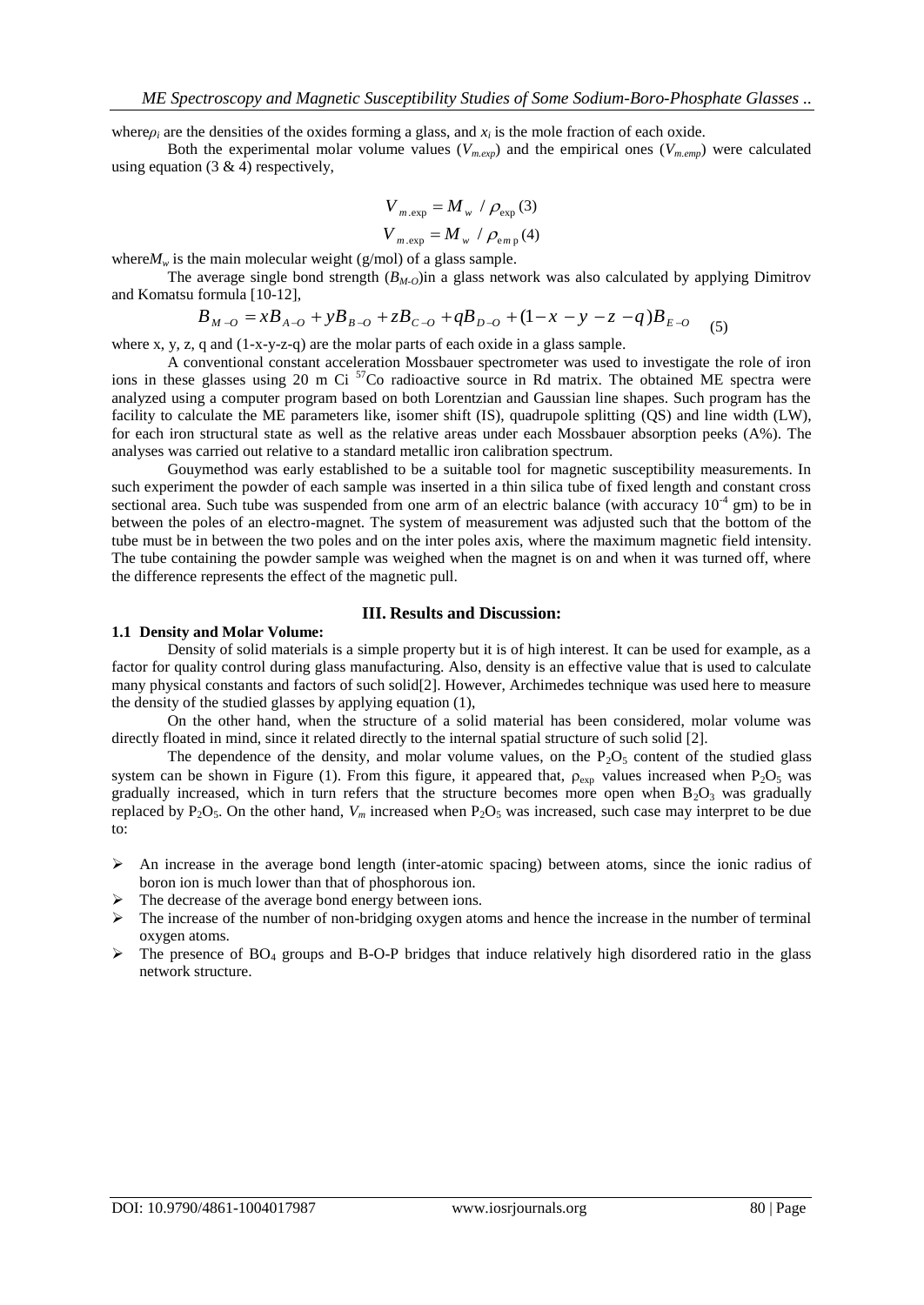where $\rho_i$ are the densities of the oxides forming a glass, and $x_i$ is the mole fraction of each oxide.

Both the experimental molar volume values ($V_{m.exp}$) and the empirical ones ($V_{m.emp}$) were calculated using equation (3 & 4) respectively,

$$V_{m.\exp} = M_w / \rho_{\exp} \quad (3)$$

$$V_{m.\exp} = M_w / \rho_{emp} \quad (4)$$

where $M_w$ is the main molecular weight (g/mol) of a glass sample.

The average single bond strength ($B_{M\text{-}O}$) in a glass network was also calculated by applying Dimitrov and Komatsu formula [10-12],

$$B_{M-O} = xB_{A-O} + yB_{B-O} + zB_{C-O} + qB_{D-O} + (1-x-y-z-q)B_{E-O} \quad (5)$$

where x, y, z, q and (1-x-y-z-q) are the molar parts of each oxide in a glass sample.

A conventional constant acceleration Mossbauer spectrometer was used to investigate the role of iron ions in these glasses using 20 m Ci $^{57}Co$ radioactive source in Rd matrix. The obtained ME spectra were analyzed using a computer program based on both Lorentzian and Gaussian line shapes. Such program has the facility to calculate the ME parameters like, isomer shift (IS), quadrupole splitting (QS) and line width (LW), for each iron structural state as well as the relative areas under each Mossbauer absorption peeks (A%). The analyses was carried out relative to a standard metallic iron calibration spectrum.

Gouymethod was early established to be a suitable tool for magnetic susceptibility measurements. In such experiment the powder of each sample was inserted in a thin silica tube of fixed length and constant cross sectional area. Such tube was suspended from one arm of an electric balance (with accuracy $10^{-4}$ gm) to be in between the poles of an electro-magnet. The system of measurement was adjusted such that the bottom of the tube must be in between the two poles and on the inter poles axis, where the maximum magnetic field intensity. The tube containing the powder sample was weighed when the magnet is on and when it was turned off, where the difference represents the effect of the magnetic pull.

## III. Results and Discussion:

### 1.1 Density and Molar Volume:

Density of solid materials is a simple property but it is of high interest. It can be used for example, as a factor for quality control during glass manufacturing. Also, density is an effective value that is used to calculate many physical constants and factors of such solid[2]. However, Archimedes technique was used here to measure the density of the studied glasses by applying equation (1),

On the other hand, when the structure of a solid material has been considered, molar volume was directly floated in mind, since it related directly to the internal spatial structure of such solid [2].

The dependence of the density, and molar volume values, on the $P_2O_5$ content of the studied glass system can be shown in Figure (1). From this figure, it appeared that, $\rho_{exp}$ values increased when $P_2O_5$ was gradually increased, which in turn refers that the structure becomes more open when $B_2O_3$ was gradually replaced by $P_2O_5$. On the other hand, $V_m$ increased when $P_2O_5$ was increased, such case may interpret to be due to:

- An increase in the average bond length (inter-atomic spacing) between atoms, since the ionic radius of boron ion is much lower than that of phosphorous ion.
- The decrease of the average bond energy between ions.
- The increase of the number of non-bridging oxygen atoms and hence the increase in the number of terminal oxygen atoms.
- The presence of $BO_4$ groups and B-O-P bridges that induce relatively high disordered ratio in the glass network structure.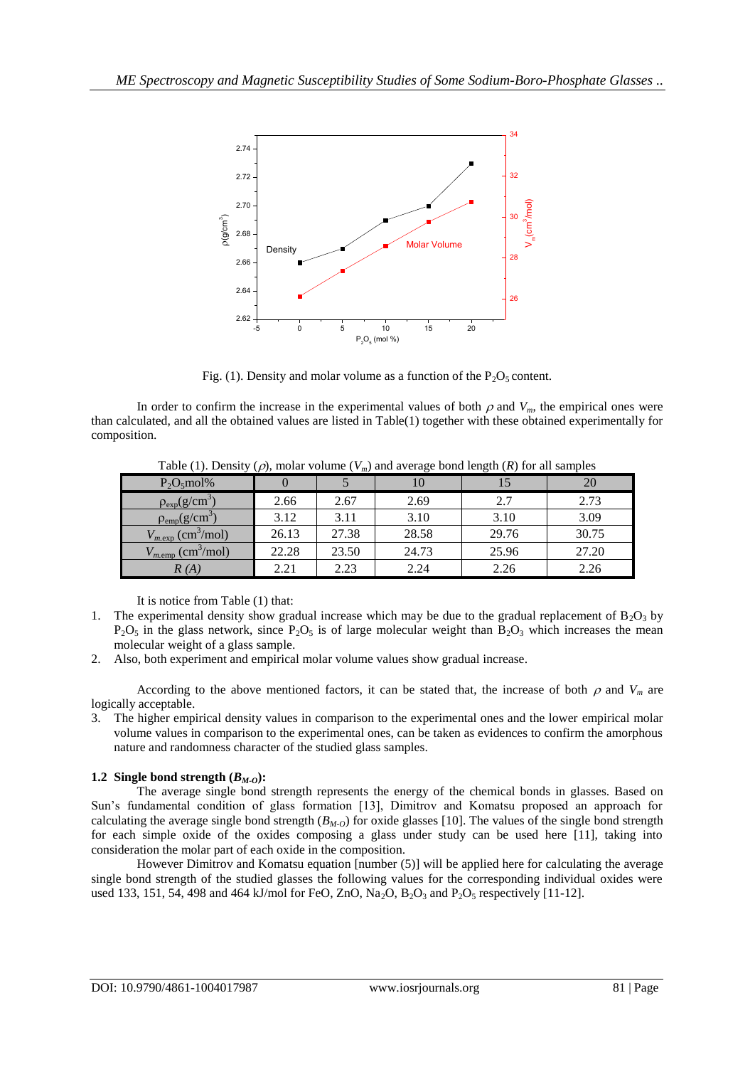Fig. (1). Density and molar volume as a function of the $P_2O_5$ content.

In order to confirm the increase in the experimental values of both $\rho$ and $V_m$, the empirical ones were than calculated, and all the obtained values are listed in Table(1) together with these obtained experimentally for composition.

Table (1). Density ($\rho$), molar volume ($V_m$) and average bond length ($R$) for all samples

| $P_2O_5$mol% | 0 | 5 | 10 | 15 | 20 |
|---|---|---|---|---|---|
| $\rho_{exp}$(g/cm$^3$) | 2.66 | 2.67 | 2.69 | 2.7 | 2.73 |
| $\rho_{emp}$(g/cm$^3$) | 3.12 | 3.11 | 3.10 | 3.10 | 3.09 |
| $V_{m.exp}$ (cm$^3$/mol) | 26.13 | 27.38 | 28.58 | 29.76 | 30.75 |
| $V_{m.emp}$ (cm$^3$/mol) | 22.28 | 23.50 | 24.73 | 25.96 | 27.20 |
| *R (A)* | 2.21 | 2.23 | 2.24 | 2.26 | 2.26 |

It is notice from Table (1) that:

1. The experimental density show gradual increase which may be due to the gradual replacement of $B_2O_3$ by $P_2O_5$ in the glass network, since $P_2O_5$ is of large molecular weight than $B_2O_3$ which increases the mean molecular weight of a glass sample.
2. Also, both experiment and empirical molar volume values show gradual increase.

According to the above mentioned factors, it can be stated that, the increase of both $\rho$ and $V_m$ are logically acceptable.

3. The higher empirical density values in comparison to the experimental ones and the lower empirical molar volume values in comparison to the experimental ones, can be taken as evidences to confirm the amorphous nature and randomness character of the studied glass samples.

### 1.2 Single bond strength ($B_{M\text{-}O}$):

The average single bond strength represents the energy of the chemical bonds in glasses. Based on Sun's fundamental condition of glass formation [13], Dimitrov and Komatsu proposed an approach for calculating the average single bond strength ($B_{M\text{-}O}$) for oxide glasses [10]. The values of the single bond strength for each simple oxide of the oxides composing a glass under study can be used here [11], taking into consideration the molar part of each oxide in the composition.

However Dimitrov and Komatsu equation [number (5)] will be applied here for calculating the average single bond strength of the studied glasses the following values for the corresponding individual oxides were used 133, 151, 54, 498 and 464 kJ/mol for FeO, ZnO, $Na_2O$, $B_2O_3$ and $P_2O_5$ respectively [11-12].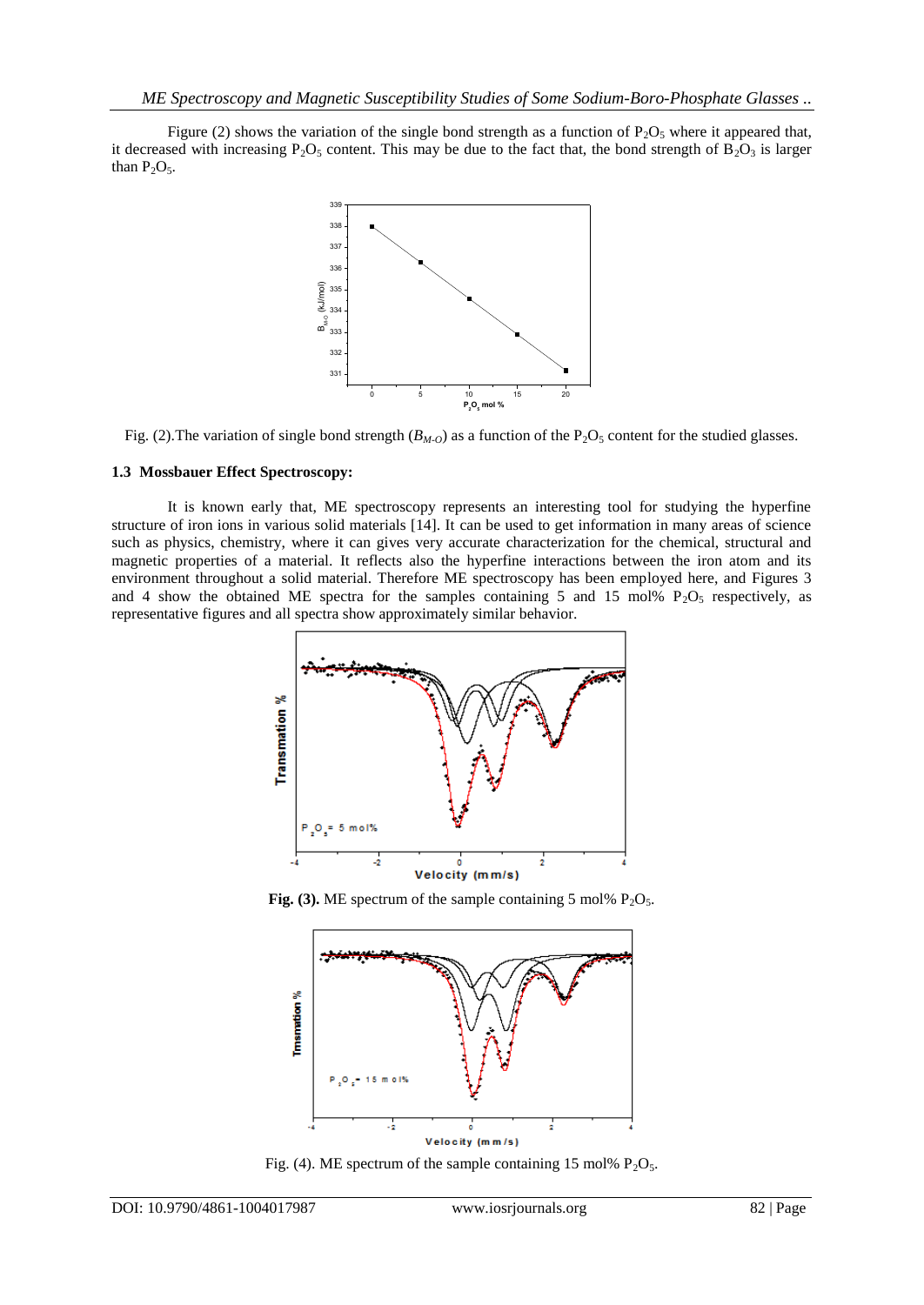Figure (2) shows the variation of the single bond strength as a function of $P_2O_5$ where it appeared that, it decreased with increasing $P_2O_5$ content. This may be due to the fact that, the bond strength of $B_2O_3$ is larger than $P_2O_5$.

Fig. (2).The variation of single bond strength ($B_{M-O}$) as a function of the $P_2O_5$ content for the studied glasses.

### 1.3 Mossbauer Effect Spectroscopy:

It is known early that, ME spectroscopy represents an interesting tool for studying the hyperfine structure of iron ions in various solid materials [14]. It can be used to get information in many areas of science such as physics, chemistry, where it can gives very accurate characterization for the chemical, structural and magnetic properties of a material. It reflects also the hyperfine interactions between the iron atom and its environment throughout a solid material. Therefore ME spectroscopy has been employed here, and Figures 3 and 4 show the obtained ME spectra for the samples containing 5 and 15 mol% $P_2O_5$ respectively, as representative figures and all spectra show approximately similar behavior.

**Fig. (3).** ME spectrum of the sample containing 5 mol% $P_2O_5$.

Fig. (4). ME spectrum of the sample containing 15 mol% $P_2O_5$.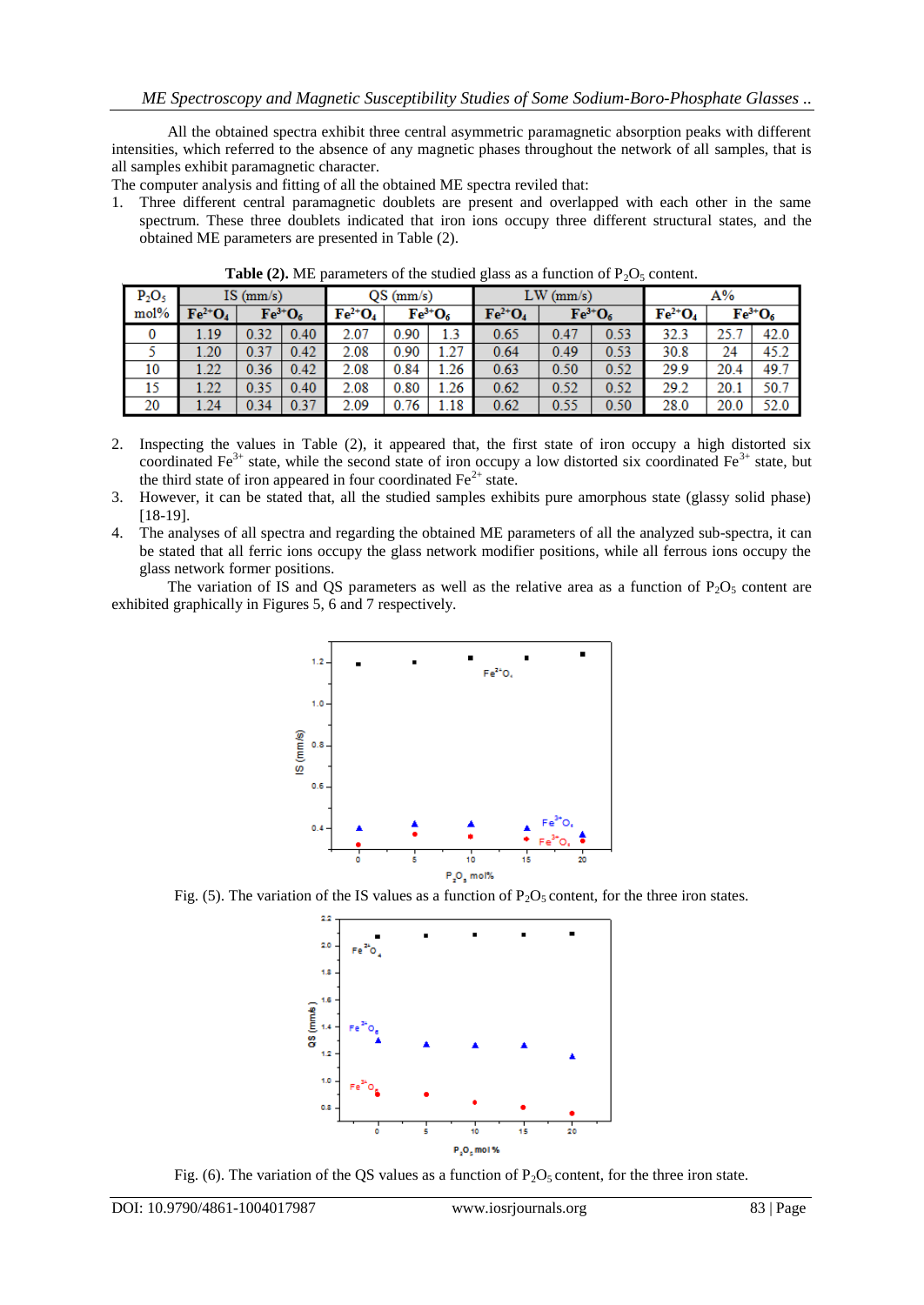All the obtained spectra exhibit three central asymmetric paramagnetic absorption peaks with different intensities, which referred to the absence of any magnetic phases throughout the network of all samples, that is all samples exhibit paramagnetic character.

The computer analysis and fitting of all the obtained ME spectra reviled that:

1. Three different central paramagnetic doublets are present and overlapped with each other in the same spectrum. These three doublets indicated that iron ions occupy three different structural states, and the obtained ME parameters are presented in Table (2).

**Table (2).** ME parameters of the studied glass as a function of $P_2O_5$ content.

| $P_2O_5$ mol% | IS (mm/s) | | | QS (mm/s) | | | LW (mm/s) | | | A% | | |
|---|---|---|---|---|---|---|---|---|---|---|---|---|
| | $Fe^{2+}O_4$ | $Fe^{3+}O_6$ | | $Fe^{2+}O_4$ | $Fe^{3+}O_6$ | | $Fe^{2+}O_4$ | $Fe^{3+}O_6$ | | $Fe^{2+}O_4$ | $Fe^{3+}O_6$ | |
| 0 | 1.19 | 0.32 | 0.40 | 2.07 | 0.90 | 1.3 | 0.65 | 0.47 | 0.53 | 32.3 | 25.7 | 42.0 |
| 5 | 1.20 | 0.37 | 0.42 | 2.08 | 0.90 | 1.27 | 0.64 | 0.49 | 0.53 | 30.8 | 24 | 45.2 |
| 10 | 1.22 | 0.36 | 0.42 | 2.08 | 0.84 | 1.26 | 0.63 | 0.50 | 0.52 | 29.9 | 20.4 | 49.7 |
| 15 | 1.22 | 0.35 | 0.40 | 2.08 | 0.80 | 1.26 | 0.62 | 0.52 | 0.52 | 29.2 | 20.1 | 50.7 |
| 20 | 1.24 | 0.34 | 0.37 | 2.09 | 0.76 | 1.18 | 0.62 | 0.55 | 0.50 | 28.0 | 20.0 | 52.0 |

2. Inspecting the values in Table (2), it appeared that, the first state of iron occupy a high distorted six coordinated $Fe^{3+}$ state, while the second state of iron occupy a low distorted six coordinated $Fe^{3+}$ state, but the third state of iron appeared in four coordinated $Fe^{2+}$ state.
3. However, it can be stated that, all the studied samples exhibits pure amorphous state (glassy solid phase) [18-19].
4. The analyses of all spectra and regarding the obtained ME parameters of all the analyzed sub-spectra, it can be stated that all ferric ions occupy the glass network modifier positions, while all ferrous ions occupy the glass network former positions.

The variation of IS and QS parameters as well as the relative area as a function of $P_2O_5$ content are exhibited graphically in Figures 5, 6 and 7 respectively.

Fig. (5). The variation of the IS values as a function of $P_2O_5$ content, for the three iron states.

Fig. (6). The variation of the QS values as a function of $P_2O_5$ content, for the three iron state.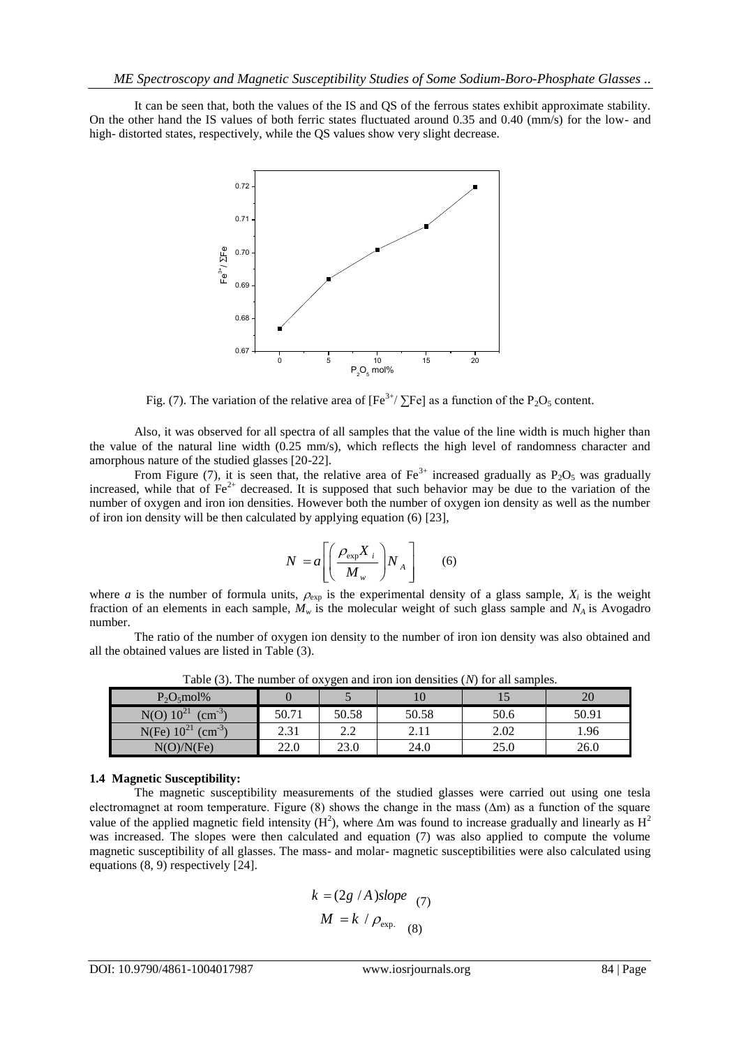It can be seen that, both the values of the IS and QS of the ferrous states exhibit approximate stability. On the other hand the IS values of both ferric states fluctuated around 0.35 and 0.40 (mm/s) for the low- and high- distorted states, respectively, while the QS values show very slight decrease.

Fig. (7). The variation of the relative area of [$Fe^{3+}$/ ∑Fe] as a function of the $P_2O_5$ content.

Also, it was observed for all spectra of all samples that the value of the line width is much higher than the value of the natural line width (0.25 mm/s), which reflects the high level of randomness character and amorphous nature of the studied glasses [20-22].

From Figure (7), it is seen that, the relative area of $Fe^{3+}$ increased gradually as $P_2O_5$ was gradually increased, while that of $Fe^{2+}$ decreased. It is supposed that such behavior may be due to the variation of the number of oxygen and iron ion densities. However both the number of oxygen ion density as well as the number of iron ion density will be then calculated by applying equation (6) [23],

$$N = a\left[\left(\frac{\rho_{\exp} X_i}{M_w}\right) N_A\right] \qquad (6)$$

where $a$ is the number of formula units, $\rho_{\exp}$ is the experimental density of a glass sample, $X_i$ is the weight fraction of an elements in each sample, $M_w$ is the molecular weight of such glass sample and $N_A$ is Avogadro number.

The ratio of the number of oxygen ion density to the number of iron ion density was also obtained and all the obtained values are listed in Table (3).

Table (3). The number of oxygen and iron ion densities ($N$) for all samples.

| $P_2O_5$mol% | 0 | 5 | 10 | 15 | 20 |
|---|---|---|---|---|---|
| N(O) $10^{21}$ ($cm^{-3}$) | 50.71 | 50.58 | 50.58 | 50.6 | 50.91 |
| N(Fe) $10^{21}$ ($cm^{-3}$) | 2.31 | 2.2 | 2.11 | 2.02 | 1.96 |
| N(O)/N(Fe) | 22.0 | 23.0 | 24.0 | 25.0 | 26.0 |

### 1.4 Magnetic Susceptibility:

The magnetic susceptibility measurements of the studied glasses were carried out using one tesla electromagnet at room temperature. Figure (8) shows the change in the mass (Δm) as a function of the square value of the applied magnetic field intensity ($H^2$), where Δm was found to increase gradually and linearly as $H^2$ was increased. The slopes were then calculated and equation (7) was also applied to compute the volume magnetic susceptibility of all glasses. The mass- and molar- magnetic susceptibilities were also calculated using equations (8, 9) respectively [24].

$$k = (2g / A)slope \qquad (7)$$

$$M = k / \rho_{\exp.} \qquad (8)$$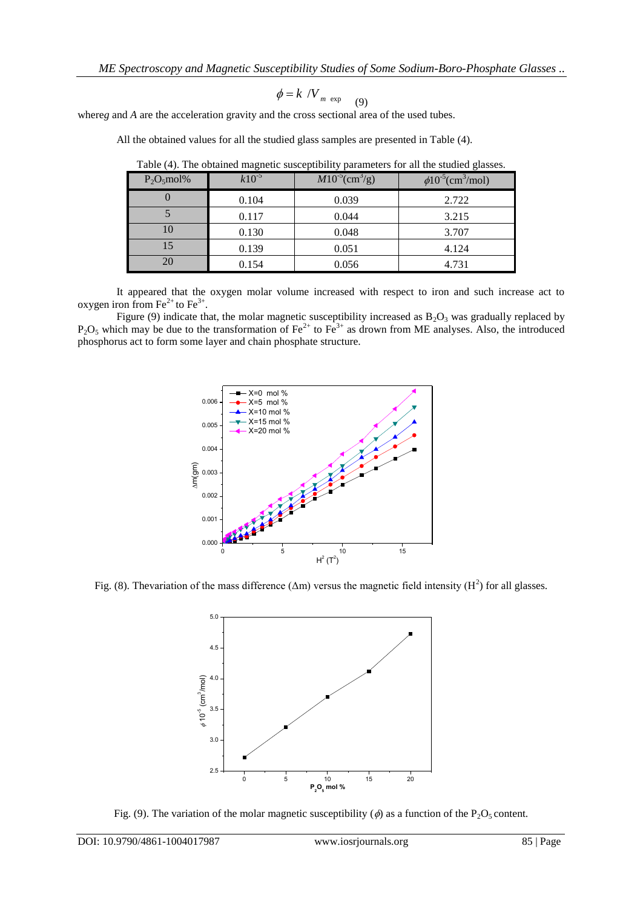$$\phi = k / V_{m\ \exp} \quad (9)$$

where $g$ and $A$ are the acceleration gravity and the cross sectional area of the used tubes.

All the obtained values for all the studied glass samples are presented in Table (4).

Table (4). The obtained magnetic susceptibility parameters for all the studied glasses.

| $P_2O_5$ mol% | $k10^{-5}$ | $M10^{-5}(cm^3/g)$ | $\phi 10^{-5}(cm^3/mol)$ |
|---|---|---|---|
| 0 | 0.104 | 0.039 | 2.722 |
| 5 | 0.117 | 0.044 | 3.215 |
| 10 | 0.130 | 0.048 | 3.707 |
| 15 | 0.139 | 0.051 | 4.124 |
| 20 | 0.154 | 0.056 | 4.731 |

It appeared that the oxygen molar volume increased with respect to iron and such increase act to oxygen iron from $Fe^{2+}$ to $Fe^{3+}$.

Figure (9) indicate that, the molar magnetic susceptibility increased as $B_2O_3$ was gradually replaced by $P_2O_5$ which may be due to the transformation of $Fe^{2+}$ to $Fe^{3+}$ as drown from ME analyses. Also, the introduced phosphorus act to form some layer and chain phosphate structure.

Fig. (8). The variation of the mass difference ($\Delta m$) versus the magnetic field intensity ($H^2$) for all glasses.

Fig. (9). The variation of the molar magnetic susceptibility ($\phi$) as a function of the $P_2O_5$ content.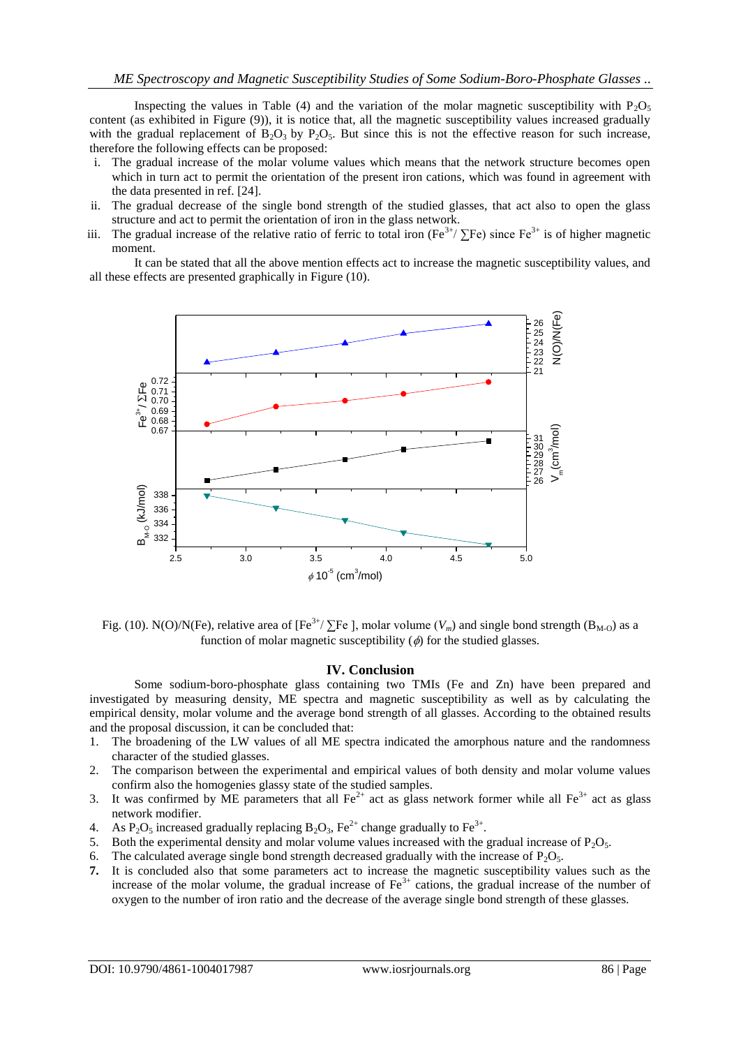Inspecting the values in Table (4) and the variation of the molar magnetic susceptibility with $P_2O_5$ content (as exhibited in Figure (9)), it is notice that, all the magnetic susceptibility values increased gradually with the gradual replacement of $B_2O_3$ by $P_2O_5$. But since this is not the effective reason for such increase, therefore the following effects can be proposed:

i. The gradual increase of the molar volume values which means that the network structure becomes open which in turn act to permit the orientation of the present iron cations, which was found in agreement with the data presented in ref. [24].
ii. The gradual decrease of the single bond strength of the studied glasses, that act also to open the glass structure and act to permit the orientation of iron in the glass network.
iii. The gradual increase of the relative ratio of ferric to total iron ($Fe^{3+}/\sum Fe$) since $Fe^{3+}$ is of higher magnetic moment.

It can be stated that all the above mention effects act to increase the magnetic susceptibility values, and all these effects are presented graphically in Figure (10).

Fig. (10). N(O)/N(Fe), relative area of [$Fe^{3+}/\sum Fe$ ], molar volume ($V_m$) and single bond strength ($B_{M\text{-}O}$) as a function of molar magnetic susceptibility ($\phi$) for the studied glasses.

## IV. Conclusion

Some sodium-boro-phosphate glass containing two TMIs (Fe and Zn) have been prepared and investigated by measuring density, ME spectra and magnetic susceptibility as well as by calculating the empirical density, molar volume and the average bond strength of all glasses. According to the obtained results and the proposal discussion, it can be concluded that:

1. The broadening of the LW values of all ME spectra indicated the amorphous nature and the randomness character of the studied glasses.
2. The comparison between the experimental and empirical values of both density and molar volume values confirm also the homogenies glassy state of the studied samples.
3. It was confirmed by ME parameters that all $Fe^{2+}$ act as glass network former while all $Fe^{3+}$ act as glass network modifier.
4. As $P_2O_5$ increased gradually replacing $B_2O_3$, $Fe^{2+}$ change gradually to $Fe^{3+}$.
5. Both the experimental density and molar volume values increased with the gradual increase of $P_2O_5$.
6. The calculated average single bond strength decreased gradually with the increase of $P_2O_5$.
7. It is concluded also that some parameters act to increase the magnetic susceptibility values such as the increase of the molar volume, the gradual increase of $Fe^{3+}$ cations, the gradual increase of the number of oxygen to the number of iron ratio and the decrease of the average single bond strength of these glasses.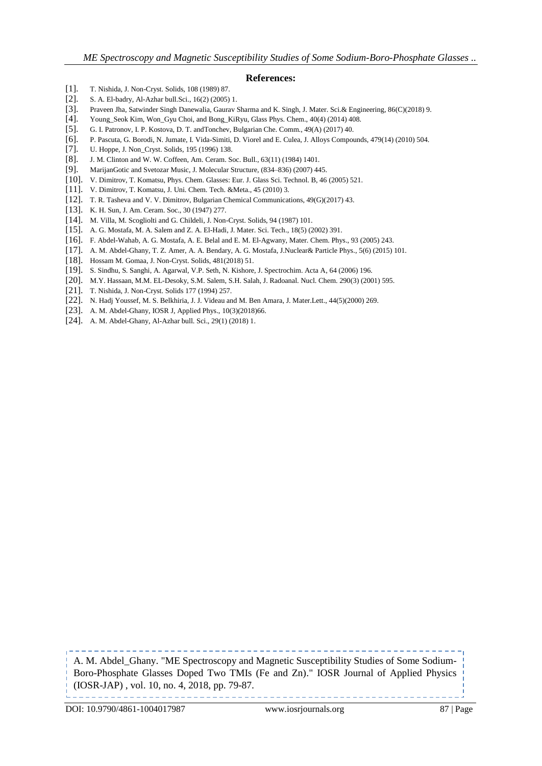**References:**

[1]. T. Nishida, J. Non-Cryst. Solids, 108 (1989) 87.
[2]. S. A. El-badry, Al-Azhar bull.Sci., 16(2) (2005) 1.
[3]. Praveen Jha, Satwinder Singh Danewalia, Gaurav Sharma and K. Singh, J. Mater. Sci.& Engineering, 86(C)(2018) 9.
[4]. Young_Seok Kim, Won_Gyu Choi, and Bong_KiRyu, Glass Phys. Chem., 40(4) (2014) 408.
[5]. G. I. Patronov, I. P. Kostova, D. T. andTonchev, Bulgarian Che. Comm., 49(A) (2017) 40.
[6]. P. Pascuta, G. Borodi, N. Jumate, I. Vida-Simiti, D. Viorel and E. Culea, J. Alloys Compounds, 479(14) (2010) 504.
[7]. U. Hoppe, J. Non_Cryst. Solids, 195 (1996) 138.
[8]. J. M. Clinton and W. W. Coffeen, Am. Ceram. Soc. Bull., 63(11) (1984) 1401.
[9]. MarijanGotic and Svetozar Music, J. Molecular Structure, (834–836) (2007) 445.
[10]. V. Dimitrov, T. Komatsu, Phys. Chem. Glasses: Eur. J. Glass Sci. Technol. B, 46 (2005) 521.
[11]. V. Dimitrov, T. Komatsu, J. Uni. Chem. Tech. &Meta., 45 (2010) 3.
[12]. T. R. Tasheva and V. V. Dimitrov, Bulgarian Chemical Communications, 49(G)(2017) 43.
[13]. K. H. Sun, J. Am. Ceram. Soc., 30 (1947) 277.
[14]. M. Villa, M. Scogliolti and G. Childeli, J. Non-Cryst. Solids, 94 (1987) 101.
[15]. A. G. Mostafa, M. A. Salem and Z. A. El-Hadi, J. Mater. Sci. Tech., 18(5) (2002) 391.
[16]. F. Abdel-Wahab, A. G. Mostafa, A. E. Belal and E. M. El-Agwany, Mater. Chem. Phys., 93 (2005) 243.
[17]. A. M. Abdel-Ghany, T. Z. Amer, A. A. Bendary, A. G. Mostafa, J.Nuclear& Particle Phys., 5(6) (2015) 101.
[18]. Hossam M. Gomaa, J. Non-Cryst. Solids, 481(2018) 51.
[19]. S. Sindhu, S. Sanghi, A. Agarwal, V.P. Seth, N. Kishore, J. Spectrochim. Acta A, 64 (2006) 196.
[20]. M.Y. Hassaan, M.M. EL-Desoky, S.M. Salem, S.H. Salah, J. Radoanal. Nucl. Chem. 290(3) (2001) 595.
[21]. T. Nishida, J. Non-Cryst. Solids 177 (1994) 257.
[22]. N. Hadj Youssef, M. S. Belkhiria, J. J. Videau and M. Ben Amara, J. Mater.Lett., 44(5)(2000) 269.
[23]. A. M. Abdel-Ghany, IOSR J, Applied Phys., 10(3)(2018)66.
[24]. A. M. Abdel-Ghany, Al-Azhar bull. Sci., 29(1) (2018) 1.

A. M. Abdel_Ghany. "ME Spectroscopy and Magnetic Susceptibility Studies of Some Sodium-Boro-Phosphate Glasses Doped Two TMIs (Fe and Zn)." IOSR Journal of Applied Physics (IOSR-JAP) , vol. 10, no. 4, 2018, pp. 79-87.